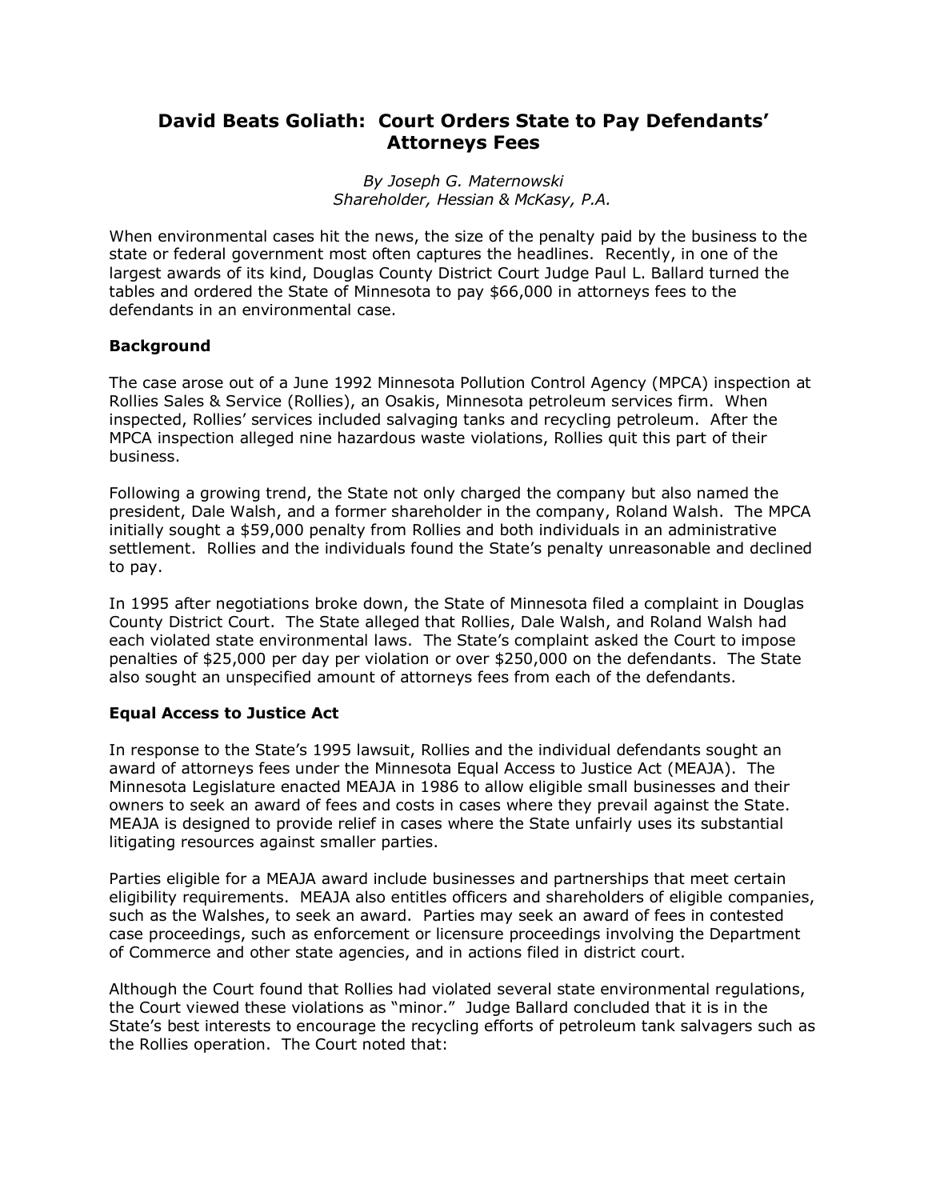# David Beats Goliath: Court Orders State to Pay Defendants' Attorneys Fees

*By Joseph G. Maternowski*
*Shareholder, Hessian & McKasy, P.A.*

When environmental cases hit the news, the size of the penalty paid by the business to the state or federal government most often captures the headlines. Recently, in one of the largest awards of its kind, Douglas County District Court Judge Paul L. Ballard turned the tables and ordered the State of Minnesota to pay $66,000 in attorneys fees to the defendants in an environmental case.

**Background**

The case arose out of a June 1992 Minnesota Pollution Control Agency (MPCA) inspection at Rollies Sales & Service (Rollies), an Osakis, Minnesota petroleum services firm. When inspected, Rollies' services included salvaging tanks and recycling petroleum. After the MPCA inspection alleged nine hazardous waste violations, Rollies quit this part of their business.

Following a growing trend, the State not only charged the company but also named the president, Dale Walsh, and a former shareholder in the company, Roland Walsh. The MPCA initially sought a $59,000 penalty from Rollies and both individuals in an administrative settlement. Rollies and the individuals found the State's penalty unreasonable and declined to pay.

In 1995 after negotiations broke down, the State of Minnesota filed a complaint in Douglas County District Court. The State alleged that Rollies, Dale Walsh, and Roland Walsh had each violated state environmental laws. The State's complaint asked the Court to impose penalties of $25,000 per day per violation or over $250,000 on the defendants. The State also sought an unspecified amount of attorneys fees from each of the defendants.

**Equal Access to Justice Act**

In response to the State's 1995 lawsuit, Rollies and the individual defendants sought an award of attorneys fees under the Minnesota Equal Access to Justice Act (MEAJA). The Minnesota Legislature enacted MEAJA in 1986 to allow eligible small businesses and their owners to seek an award of fees and costs in cases where they prevail against the State. MEAJA is designed to provide relief in cases where the State unfairly uses its substantial litigating resources against smaller parties.

Parties eligible for a MEAJA award include businesses and partnerships that meet certain eligibility requirements. MEAJA also entitles officers and shareholders of eligible companies, such as the Walshes, to seek an award. Parties may seek an award of fees in contested case proceedings, such as enforcement or licensure proceedings involving the Department of Commerce and other state agencies, and in actions filed in district court.

Although the Court found that Rollies had violated several state environmental regulations, the Court viewed these violations as "minor." Judge Ballard concluded that it is in the State's best interests to encourage the recycling efforts of petroleum tank salvagers such as the Rollies operation. The Court noted that: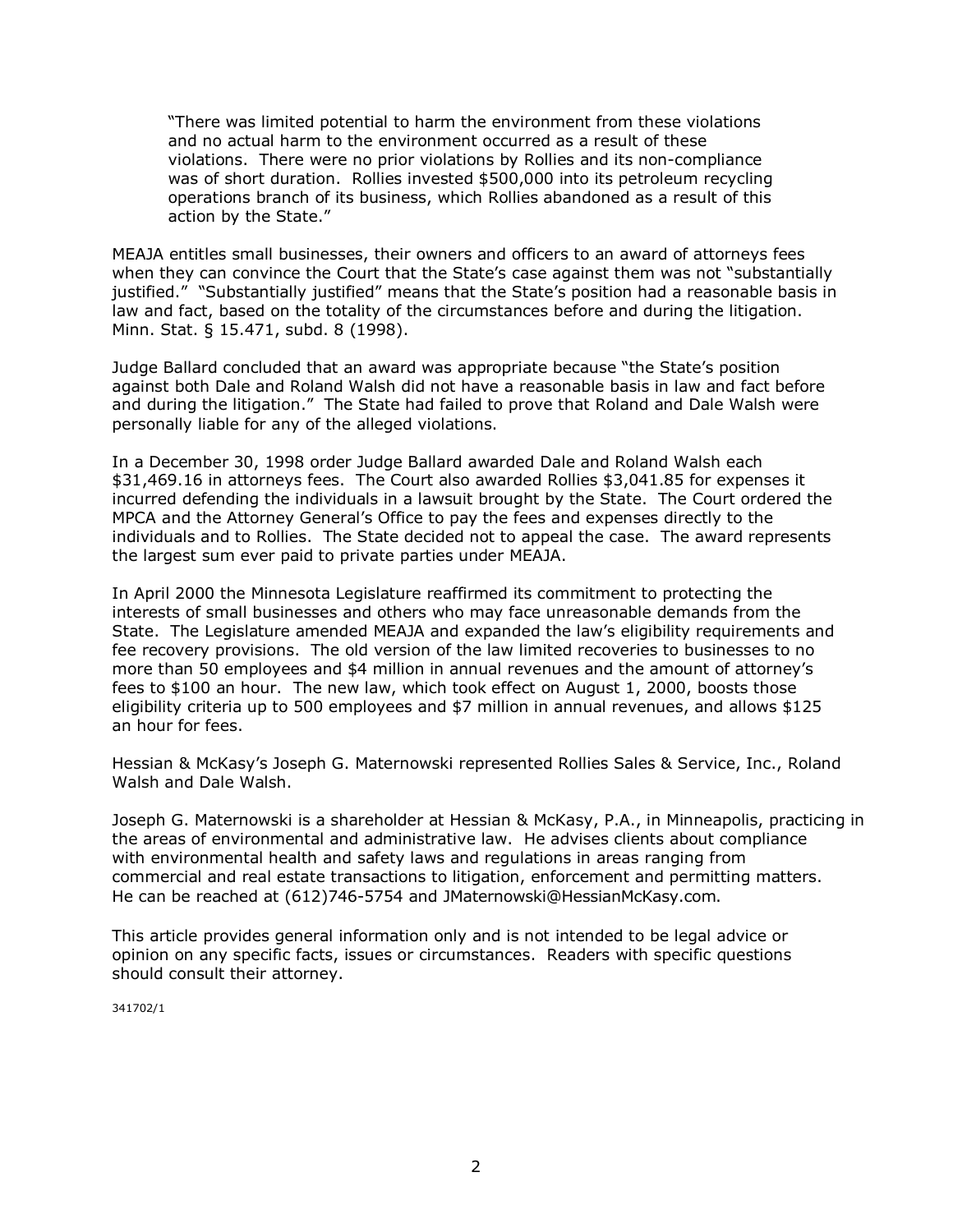> "There was limited potential to harm the environment from these violations and no actual harm to the environment occurred as a result of these violations. There were no prior violations by Rollies and its non-compliance was of short duration. Rollies invested $500,000 into its petroleum recycling operations branch of its business, which Rollies abandoned as a result of this action by the State."

MEAJA entitles small businesses, their owners and officers to an award of attorneys fees when they can convince the Court that the State's case against them was not "substantially justified." "Substantially justified" means that the State's position had a reasonable basis in law and fact, based on the totality of the circumstances before and during the litigation. Minn. Stat. § 15.471, subd. 8 (1998).

Judge Ballard concluded that an award was appropriate because "the State's position against both Dale and Roland Walsh did not have a reasonable basis in law and fact before and during the litigation." The State had failed to prove that Roland and Dale Walsh were personally liable for any of the alleged violations.

In a December 30, 1998 order Judge Ballard awarded Dale and Roland Walsh each $31,469.16 in attorneys fees. The Court also awarded Rollies $3,041.85 for expenses it incurred defending the individuals in a lawsuit brought by the State. The Court ordered the MPCA and the Attorney General's Office to pay the fees and expenses directly to the individuals and to Rollies. The State decided not to appeal the case. The award represents the largest sum ever paid to private parties under MEAJA.

In April 2000 the Minnesota Legislature reaffirmed its commitment to protecting the interests of small businesses and others who may face unreasonable demands from the State. The Legislature amended MEAJA and expanded the law's eligibility requirements and fee recovery provisions. The old version of the law limited recoveries to businesses to no more than 50 employees and $4 million in annual revenues and the amount of attorney's fees to $100 an hour. The new law, which took effect on August 1, 2000, boosts those eligibility criteria up to 500 employees and $7 million in annual revenues, and allows $125 an hour for fees.

Hessian & McKasy's Joseph G. Maternowski represented Rollies Sales & Service, Inc., Roland Walsh and Dale Walsh.

Joseph G. Maternowski is a shareholder at Hessian & McKasy, P.A., in Minneapolis, practicing in the areas of environmental and administrative law. He advises clients about compliance with environmental health and safety laws and regulations in areas ranging from commercial and real estate transactions to litigation, enforcement and permitting matters. He can be reached at (612)746-5754 and JMaternowski@HessianMcKasy.com.

This article provides general information only and is not intended to be legal advice or opinion on any specific facts, issues or circumstances. Readers with specific questions should consult their attorney.

341702/1